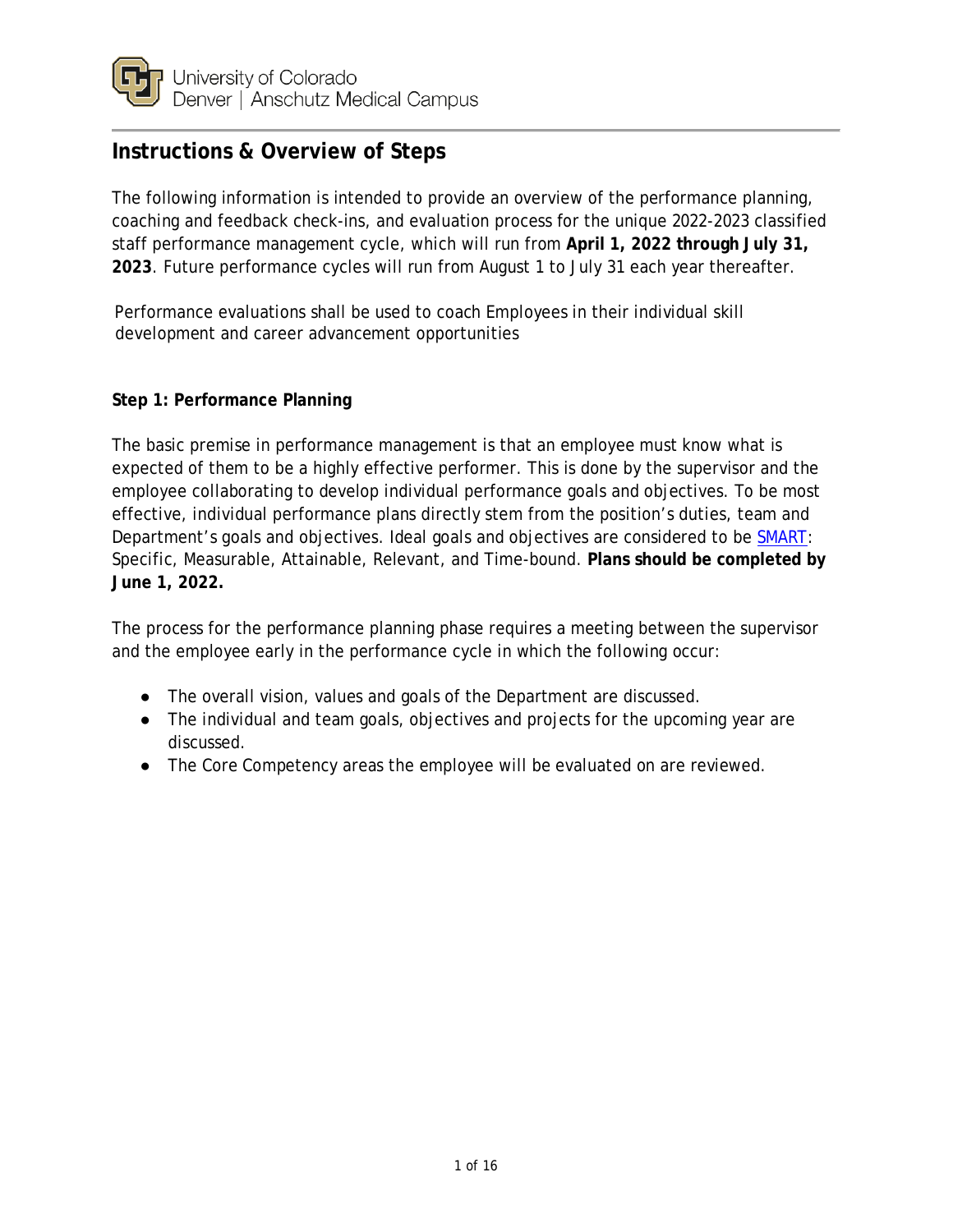University of Colorado
Denver | Anschutz Medical Campus

## Instructions & Overview of Steps

The following information is intended to provide an overview of the performance planning, coaching and feedback check-ins, and evaluation process for the unique 2022-2023 classified staff performance management cycle, which will run from **April 1, 2022 through July 31, 2023**. Future performance cycles will run from August 1 to July 31 each year thereafter.

Performance evaluations shall be used to coach Employees in their individual skill development and career advancement opportunities

**Step 1: Performance Planning**

The basic premise in performance management is that an employee must know what is expected of them to be a highly effective performer. This is done by the supervisor and the employee collaborating to develop individual performance goals and objectives. To be most effective, individual performance plans directly stem from the position's duties, team and Department's goals and objectives. Ideal goals and objectives are considered to be SMART: Specific, Measurable, Attainable, Relevant, and Time-bound. **Plans should be completed by June 1, 2022.**

The process for the performance planning phase requires a meeting between the supervisor and the employee early in the performance cycle in which the following occur:

- The overall vision, values and goals of the Department are discussed.
- The individual and team goals, objectives and projects for the upcoming year are discussed.
- The Core Competency areas the employee will be evaluated on are reviewed.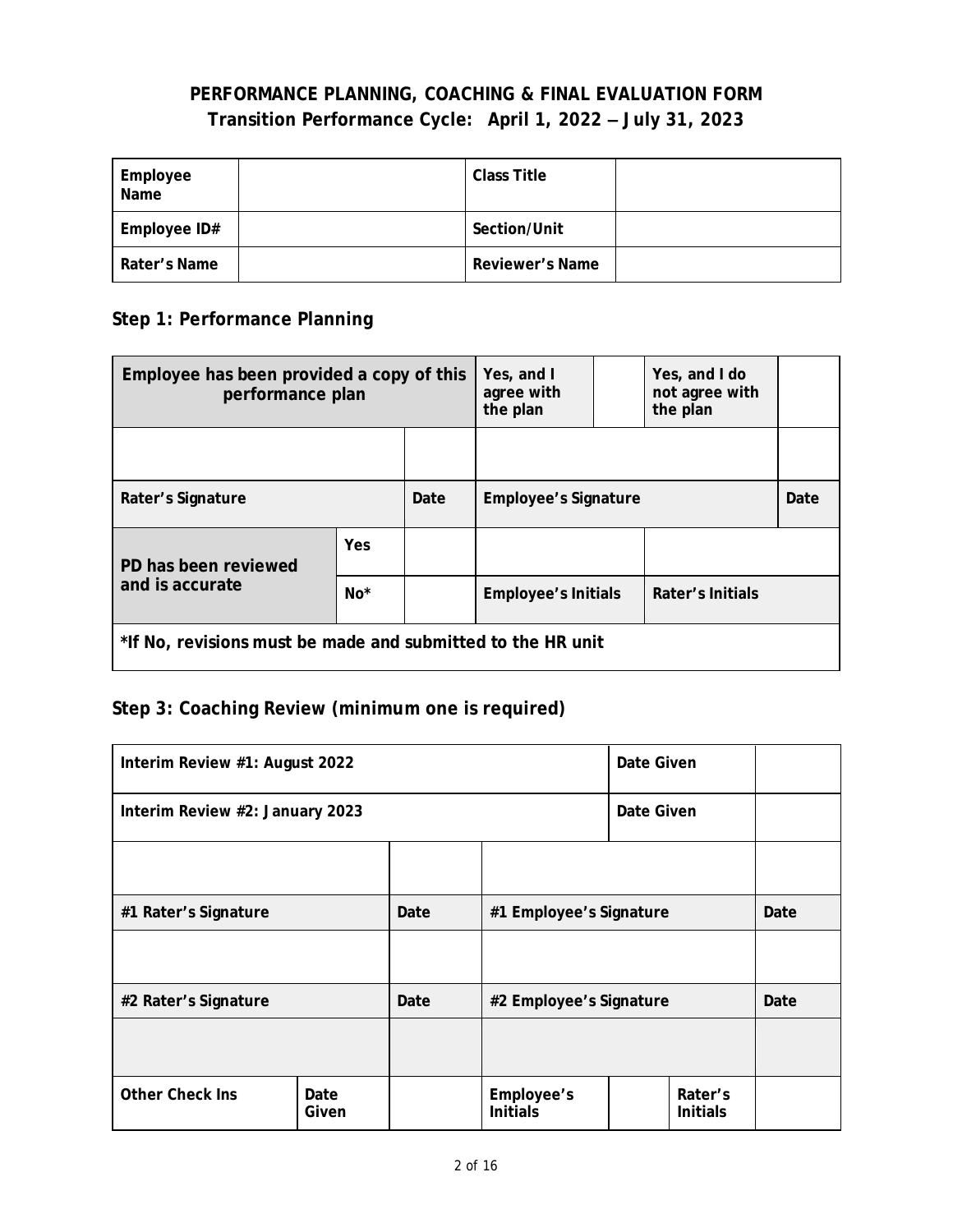## PERFORMANCE PLANNING, COACHING & FINAL EVALUATION FORM
## Transition Performance Cycle: April 1, 2022 – July 31, 2023

| Employee Name | | Class Title | |
|---|---|---|---|
| Employee ID# | | Section/Unit | |
| Rater's Name | | Reviewer's Name | |

### Step 1: Performance Planning

| Employee has been provided a copy of this performance plan | | | Yes, and I agree with the plan | | Yes, and I do not agree with the plan | |
|---|---|---|---|---|---|---|
| | | | | | | |
| Rater's Signature | | Date | Employee's Signature | | | Date |
| PD has been reviewed and is accurate | Yes | | | | | |
| | No* | | Employee's Initials | | Rater's Initials | |
| *If No, revisions must be made and submitted to the HR unit | | | | | | |

### Step 3: Coaching Review (minimum one is required)

| Interim Review #1: August 2022 | | | | Date Given | | |
|---|---|---|---|---|---|---|
| Interim Review #2: January 2023 | | | | Date Given | | |
| | | | | | | |
| #1 Rater's Signature | | Date | #1 Employee's Signature | | | Date |
| | | | | | | |
| #2 Rater's Signature | | Date | #2 Employee's Signature | | | Date |
| | | | | | | |
| Other Check Ins | Date Given | | Employee's Initials | | Rater's Initials | |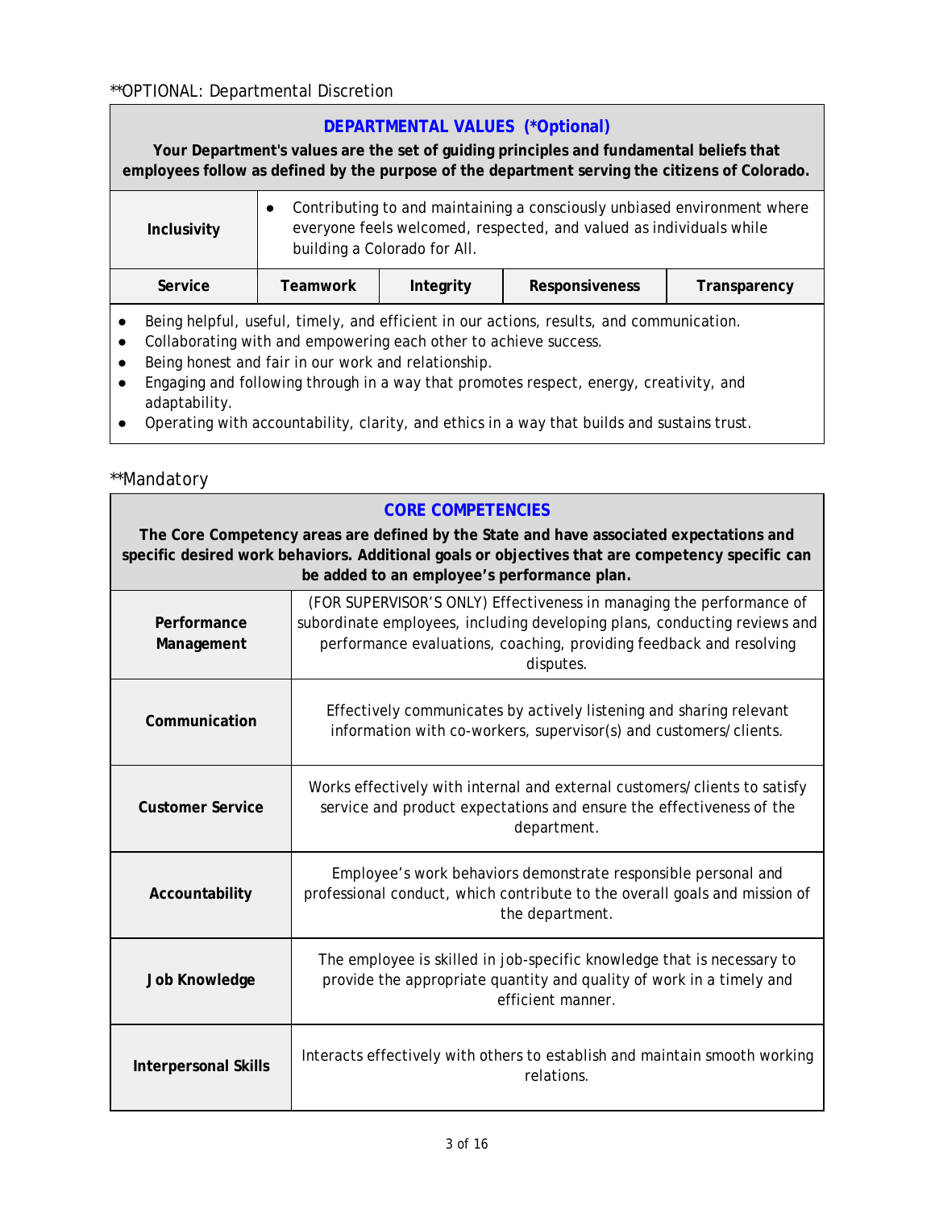**OPTIONAL: Departmental Discretion

| **DEPARTMENTAL VALUES (*Optional)**<br>**Your Department's values are the set of guiding principles and fundamental beliefs that employees follow as defined by the purpose of the department serving the citizens of Colorado.** | | | | |
|---|---|---|---|---|
| **Inclusivity** | ● Contributing to and maintaining a consciously unbiased environment where everyone feels welcomed, respected, and valued as individuals while building a Colorado for All. | | | |
| **Service** | **Teamwork** | **Integrity** | **Responsiveness** | **Transparency** |

- Being helpful, useful, timely, and efficient in our actions, results, and communication.
- Collaborating with and empowering each other to achieve success.
- Being honest and fair in our work and relationship.
- Engaging and following through in a way that promotes respect, energy, creativity, and adaptability.
- Operating with accountability, clarity, and ethics in a way that builds and sustains trust.

**Mandatory

| **CORE COMPETENCIES**<br>**The Core Competency areas are defined by the State and have associated expectations and specific desired work behaviors. Additional goals or objectives that are competency specific can be added to an employee's performance plan.** | |
|---|---|
| **Performance Management** | (FOR SUPERVISOR'S ONLY) Effectiveness in managing the performance of subordinate employees, including developing plans, conducting reviews and performance evaluations, coaching, providing feedback and resolving disputes. |
| **Communication** | Effectively communicates by actively listening and sharing relevant information with co-workers, supervisor(s) and customers/clients. |
| **Customer Service** | Works effectively with internal and external customers/clients to satisfy service and product expectations and ensure the effectiveness of the department. |
| **Accountability** | Employee's work behaviors demonstrate responsible personal and professional conduct, which contribute to the overall goals and mission of the department. |
| **Job Knowledge** | The employee is skilled in job-specific knowledge that is necessary to provide the appropriate quantity and quality of work in a timely and efficient manner. |
| **Interpersonal Skills** | Interacts effectively with others to establish and maintain smooth working relations. |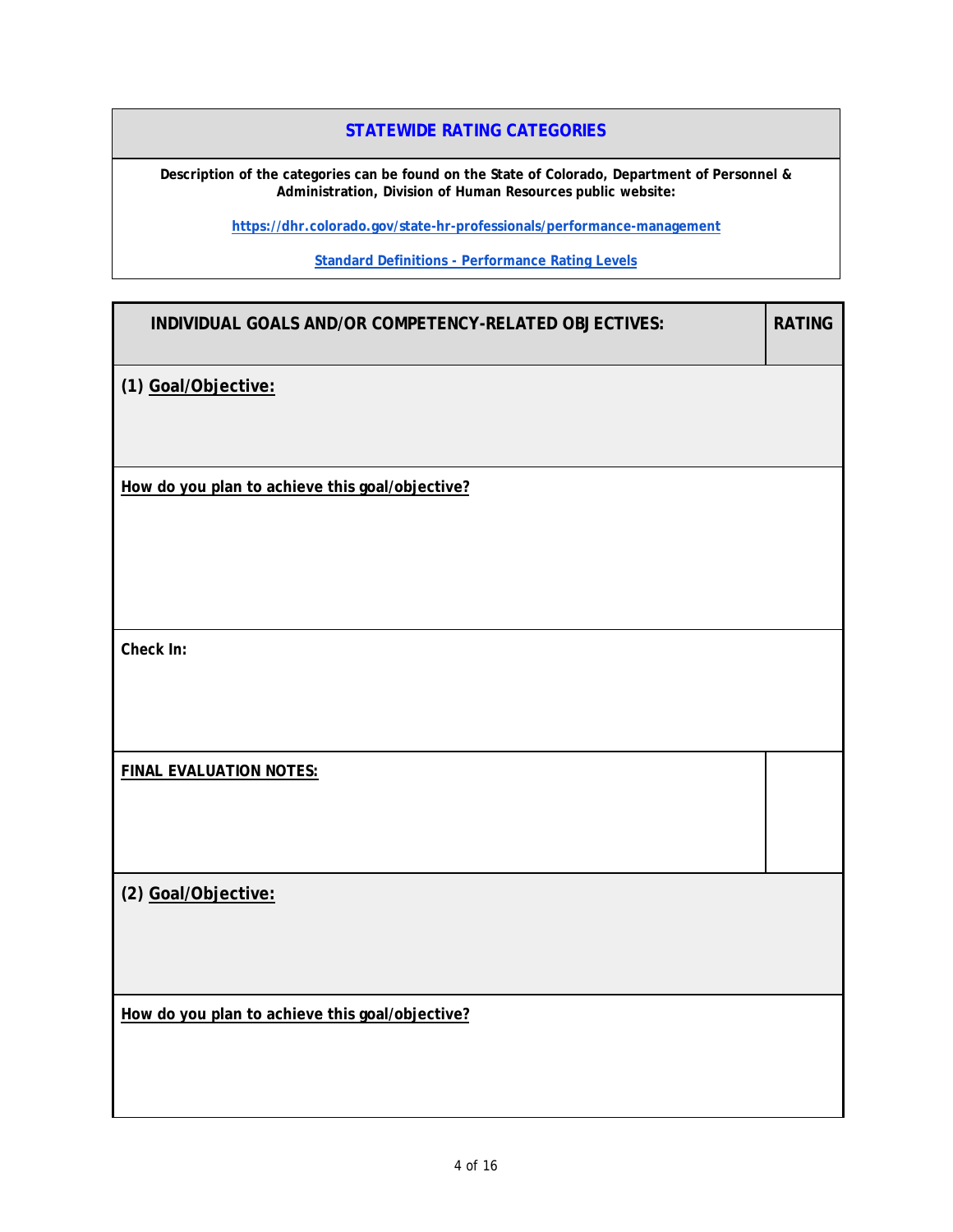## STATEWIDE RATING CATEGORIES

**Description of the categories can be found on the State of Colorado, Department of Personnel & Administration, Division of Human Resources public website:**

**https://dhr.colorado.gov/state-hr-professionals/performance-management**

**Standard Definitions - Performance Rating Levels**

| INDIVIDUAL GOALS AND/OR COMPETENCY-RELATED OBJECTIVES: | RATING |
|---|---|
| **(1) Goal/Objective:** | |
| **How do you plan to achieve this goal/objective?** | |
| **Check In:** | |
| **FINAL EVALUATION NOTES:** | |
| **(2) Goal/Objective:** | |
| **How do you plan to achieve this goal/objective?** | |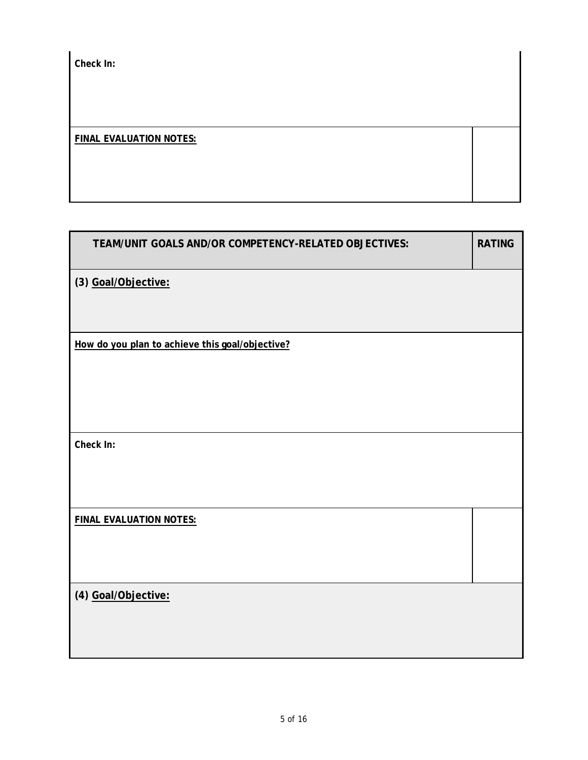**Check In:**

| **FINAL EVALUATION NOTES:** | |
|---|---|

| TEAM/UNIT GOALS AND/OR COMPETENCY-RELATED OBJECTIVES: | RATING |
|---|---|
| **(3) Goal/Objective:** | |
| **How do you plan to achieve this goal/objective?** | |
| **Check In:** | |
| **FINAL EVALUATION NOTES:** | |
| **(4) Goal/Objective:** | |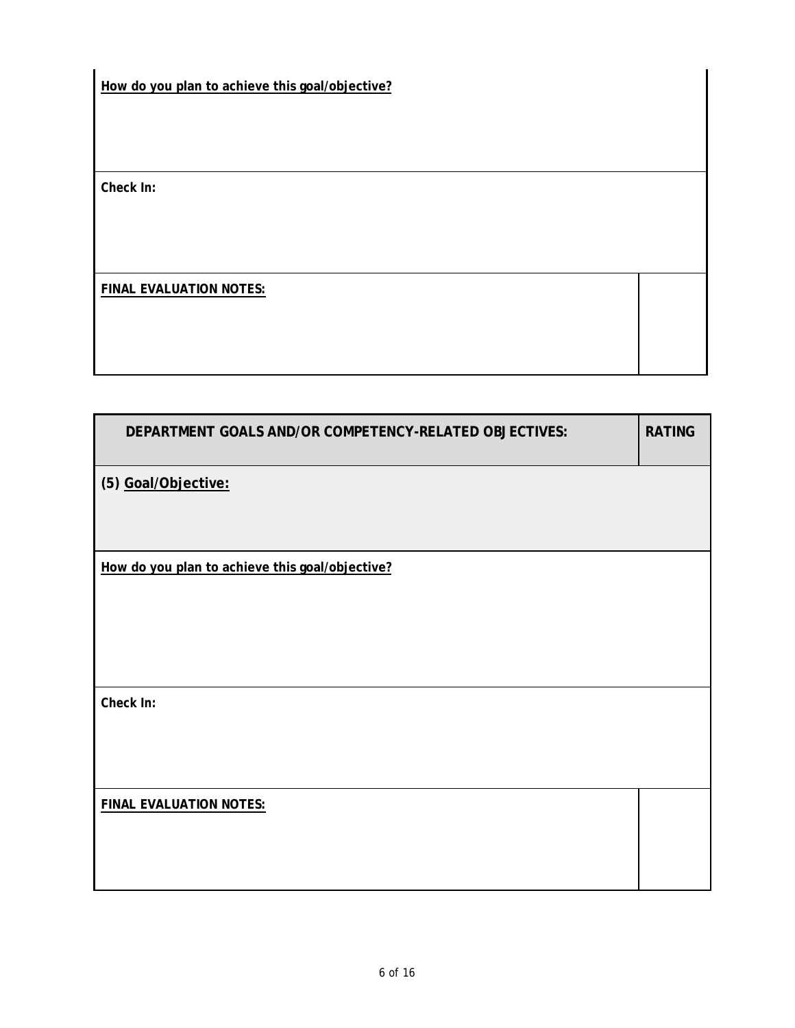**How do you plan to achieve this goal/objective?**

**Check In:**

| **FINAL EVALUATION NOTES:** | |
|---|---|

| **DEPARTMENT GOALS AND/OR COMPETENCY-RELATED OBJECTIVES:** | **RATING** |
|---|---|
| **(5) Goal/Objective:** | |
| **How do you plan to achieve this goal/objective?** | |
| **Check In:** | |
| **FINAL EVALUATION NOTES:** | |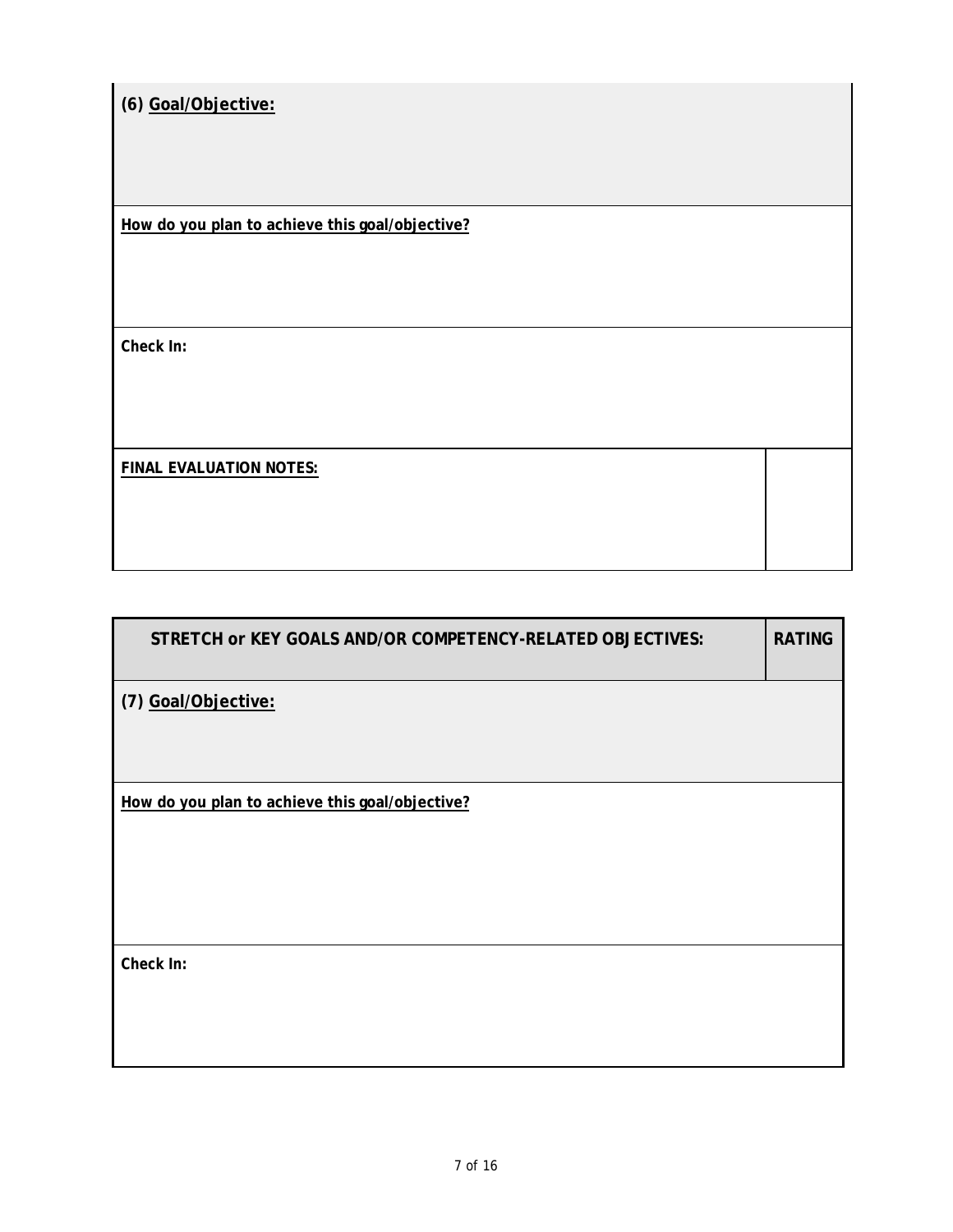**(6) Goal/Objective:**

**How do you plan to achieve this goal/objective?**

**Check In:**

| **FINAL EVALUATION NOTES:** | |
|---|---|

| **STRETCH or KEY GOALS AND/OR COMPETENCY-RELATED OBJECTIVES:** | **RATING** |
|---|---|

**(7) Goal/Objective:**

**How do you plan to achieve this goal/objective?**

**Check In:**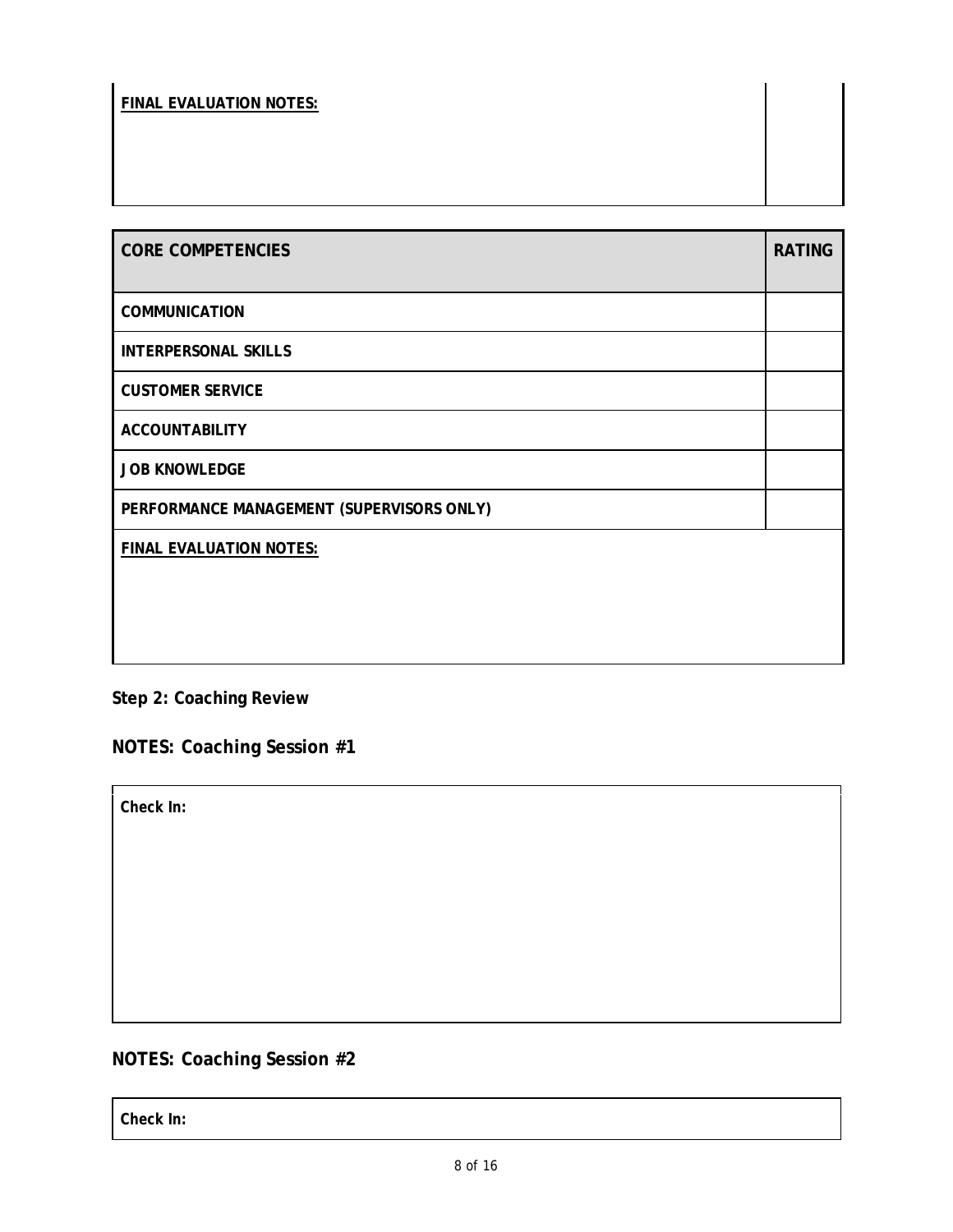| FINAL EVALUATION NOTES: | |
|---|---|
| | |

| CORE COMPETENCIES | RATING |
|---|---|
| COMMUNICATION | |
| INTERPERSONAL SKILLS | |
| CUSTOMER SERVICE | |
| ACCOUNTABILITY | |
| JOB KNOWLEDGE | |
| PERFORMANCE MANAGEMENT (SUPERVISORS ONLY) | |
| FINAL EVALUATION NOTES: | |

**Step 2: Coaching Review**

## NOTES: Coaching Session #1

| Check In: |
|---|
| |

## NOTES: Coaching Session #2

| Check In: |
|---|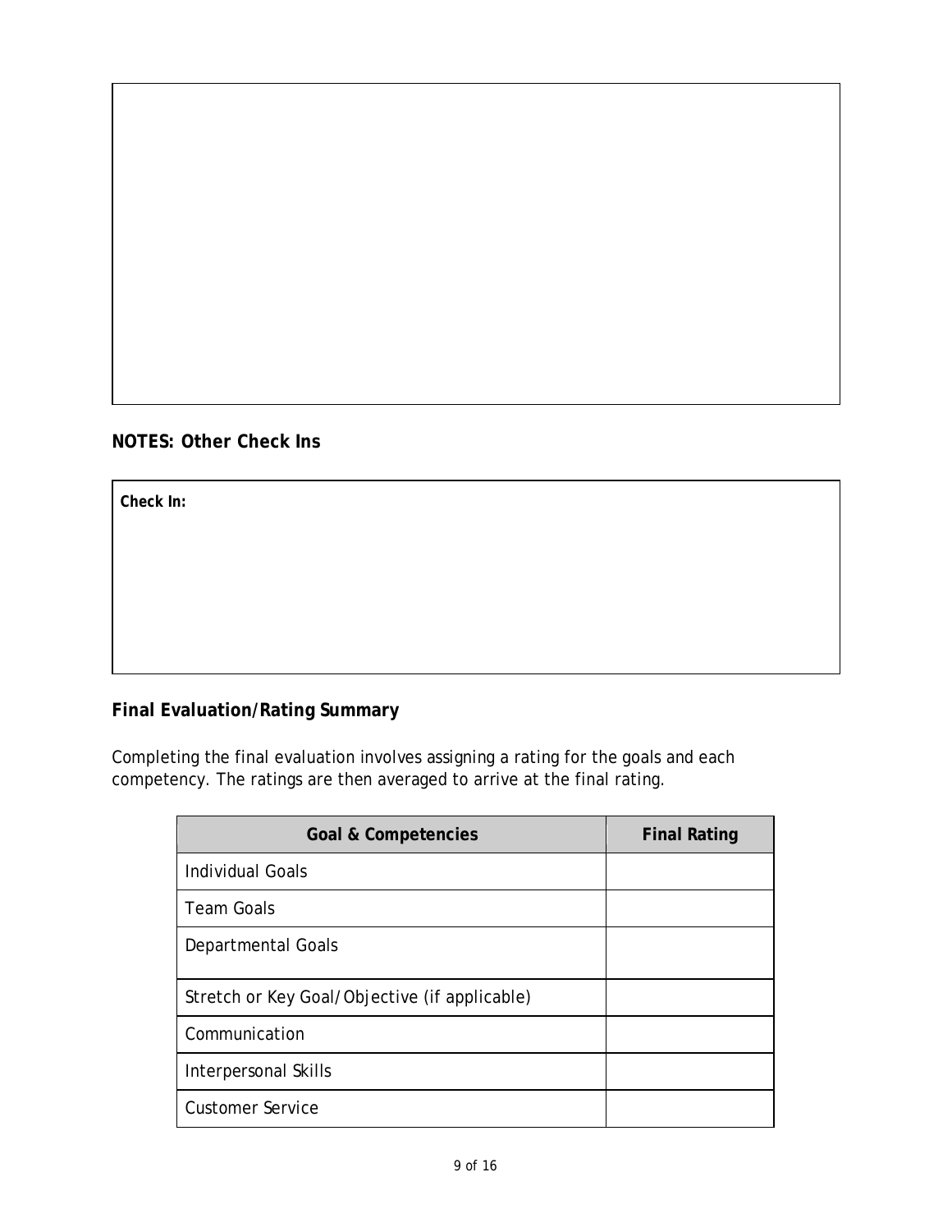**NOTES: Other Check Ins**

**Check In:**

**Final Evaluation/Rating Summary**

Completing the final evaluation involves assigning a rating for the goals and each competency. The ratings are then averaged to arrive at the final rating.

| Goal & Competencies | Final Rating |
|---|---|
| Individual Goals | |
| Team Goals | |
| Departmental Goals | |
| Stretch or Key Goal/Objective (if applicable) | |
| Communication | |
| Interpersonal Skills | |
| Customer Service | |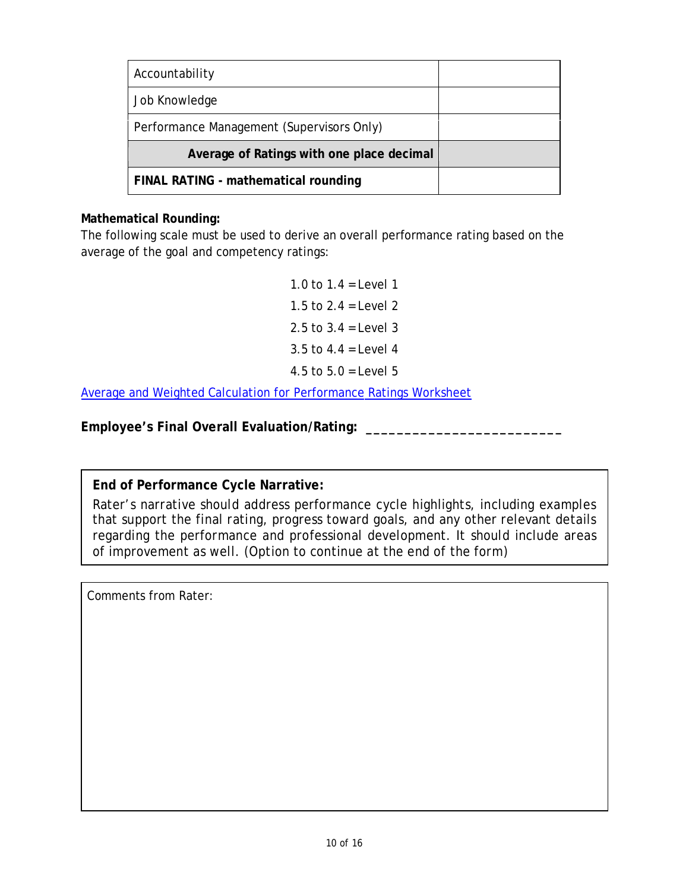| | |
|---|---|
| Accountability | |
| Job Knowledge | |
| Performance Management (Supervisors Only) | |
| **Average of Ratings with one place decimal** | |
| **FINAL RATING - mathematical rounding** | |

**Mathematical Rounding:**
The following scale must be used to derive an overall performance rating based on the average of the goal and competency ratings:

1.0 to 1.4 = Level 1
1.5 to 2.4 = Level 2
2.5 to 3.4 = Level 3
3.5 to 4.4 = Level 4
4.5 to 5.0 = Level 5

Average and Weighted Calculation for Performance Ratings Worksheet

**Employee's Final Overall Evaluation/Rating:** ________________________

**End of Performance Cycle Narrative:**
Rater's narrative should address performance cycle highlights, including examples that support the final rating, progress toward goals, and any other relevant details regarding the performance and professional development. It should include areas of improvement as well. (Option to continue at the end of the form)

Comments from Rater: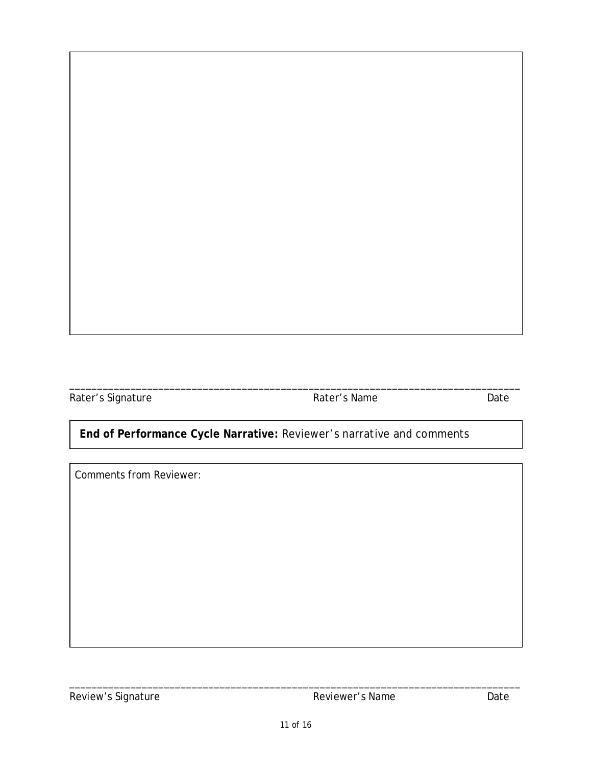______________________________________________________________________________

Rater's Signature Rater's Name Date

**End of Performance Cycle Narrative:** Reviewer's narrative and comments

Comments from Reviewer:

______________________________________________________________________________

Review's Signature Reviewer's Name Date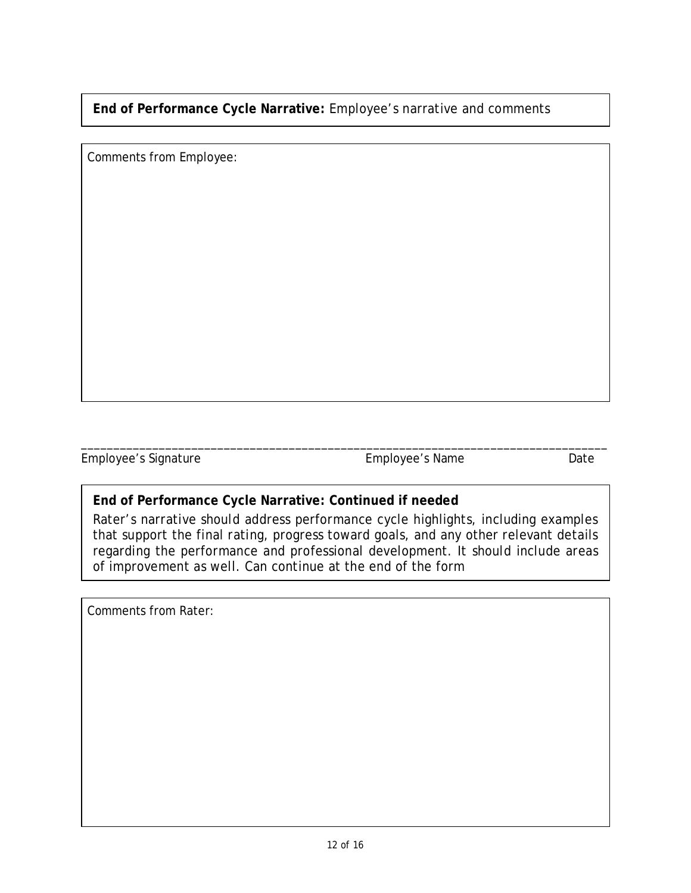**End of Performance Cycle Narrative:** Employee's narrative and comments

Comments from Employee:

________________________________________________________________________________

Employee's Signature                                        Employee's Name                        Date

**End of Performance Cycle Narrative: Continued if needed**

Rater's narrative should address performance cycle highlights, including examples that support the final rating, progress toward goals, and any other relevant details regarding the performance and professional development. It should include areas of improvement as well. Can continue at the end of the form

Comments from Rater: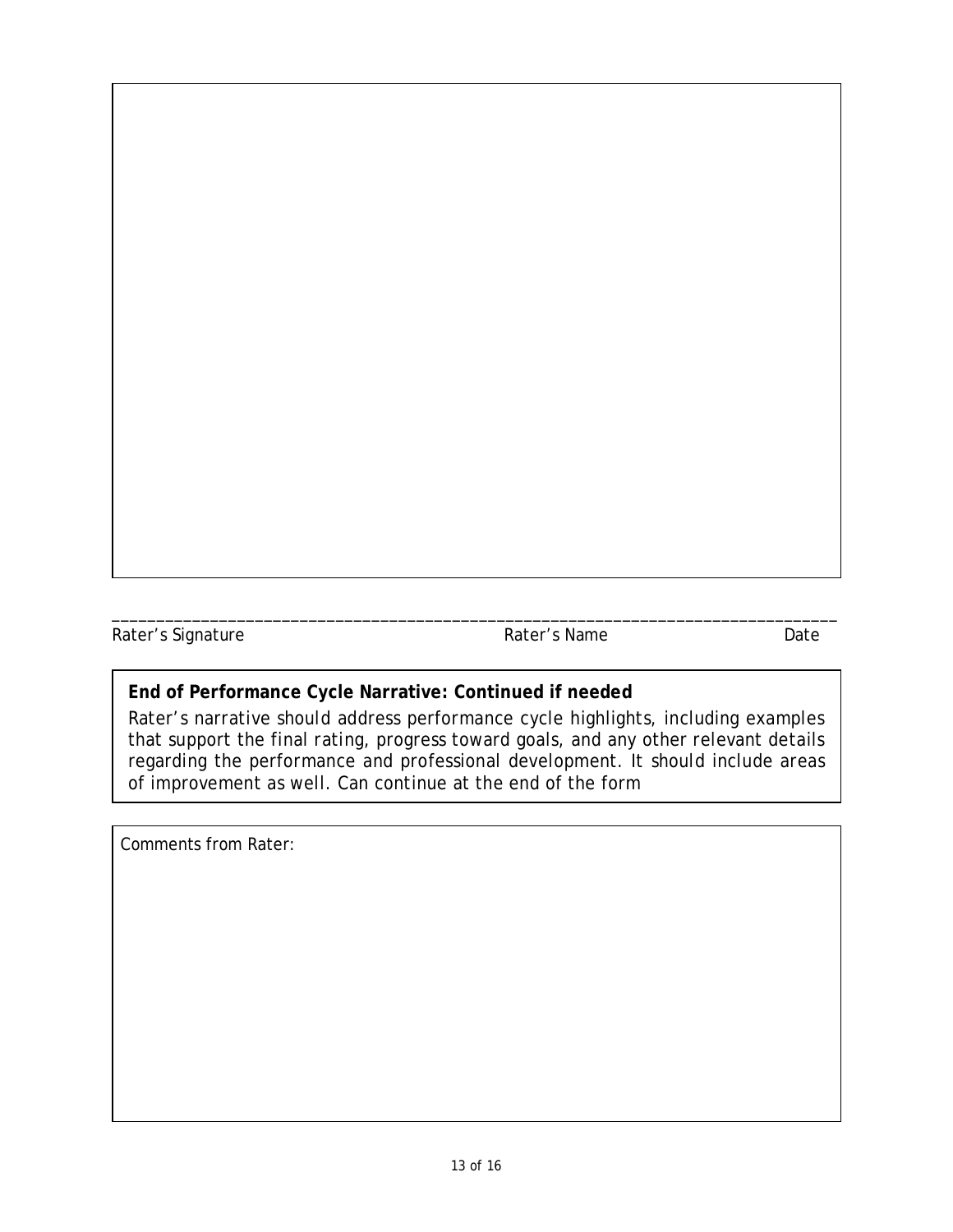\_\_\_\_\_\_\_\_\_\_\_\_\_\_\_\_\_\_\_\_\_\_\_\_\_\_\_\_\_\_\_\_\_\_\_\_\_\_\_\_\_\_\_\_\_\_\_\_\_\_\_\_\_\_\_\_\_\_\_\_\_\_\_\_\_\_\_\_\_\_\_\_\_\_\_\_\_\_

Rater's Signature    Rater's Name    Date

**End of Performance Cycle Narrative: Continued if needed**

Rater's narrative should address performance cycle highlights, including examples that support the final rating, progress toward goals, and any other relevant details regarding the performance and professional development. It should include areas of improvement as well. Can continue at the end of the form

Comments from Rater: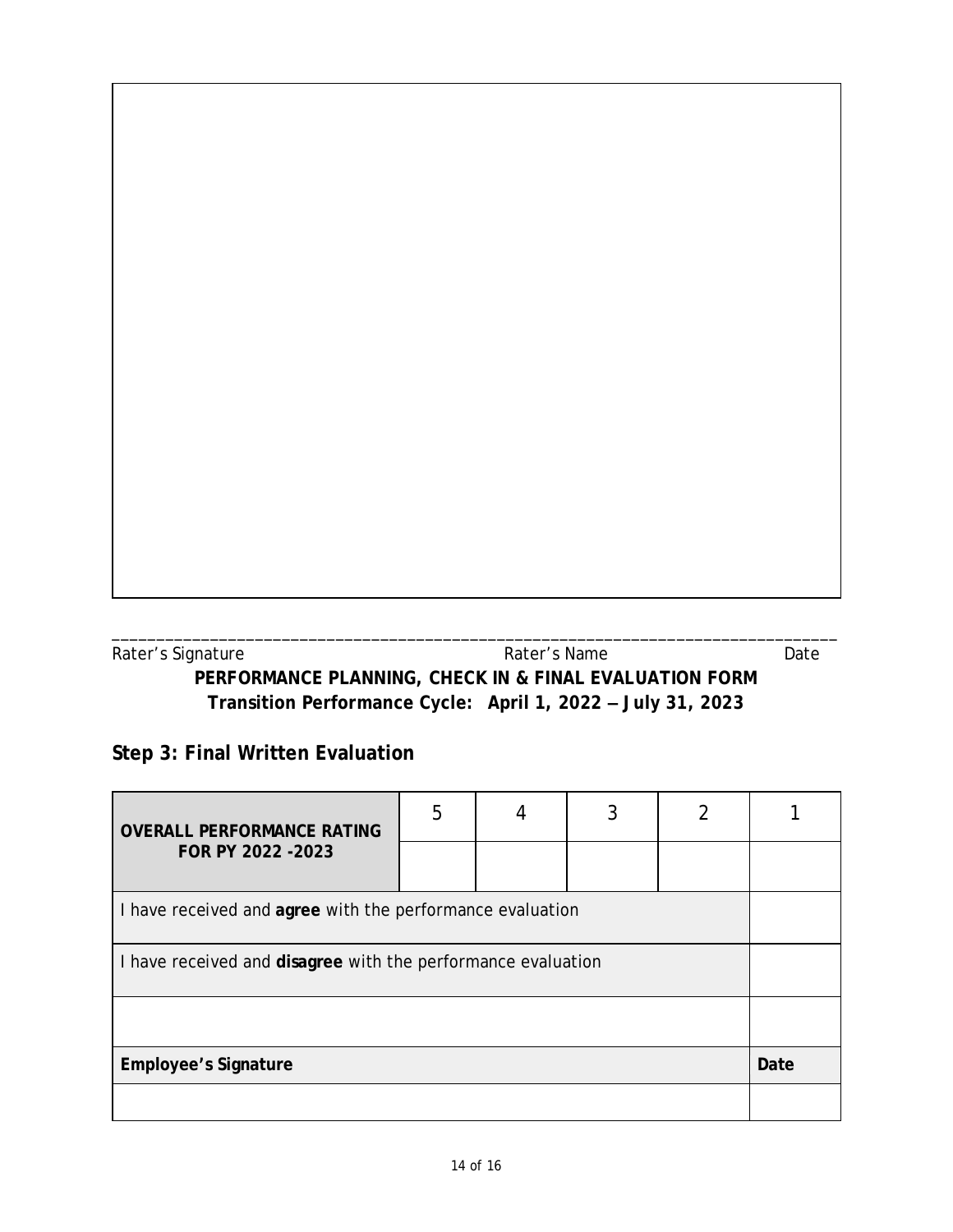_______________________________________________________________________________

Rater's Signature Rater's Name Date

**PERFORMANCE PLANNING, CHECK IN & FINAL EVALUATION FORM**

**Transition Performance Cycle: April 1, 2022 – July 31, 2023**

## Step 3: Final Written Evaluation

| **OVERALL PERFORMANCE RATING FOR PY 2022 -2023** | 5 | 4 | 3 | 2 | 1 |
|---|---|---|---|---|---|
| | | | | | |
| I have received and **agree** with the performance evaluation | | | | | |
| I have received and **disagree** with the performance evaluation | | | | | |
| | | | | | |
| **Employee's Signature** | | | | | **Date** |
| | | | | | |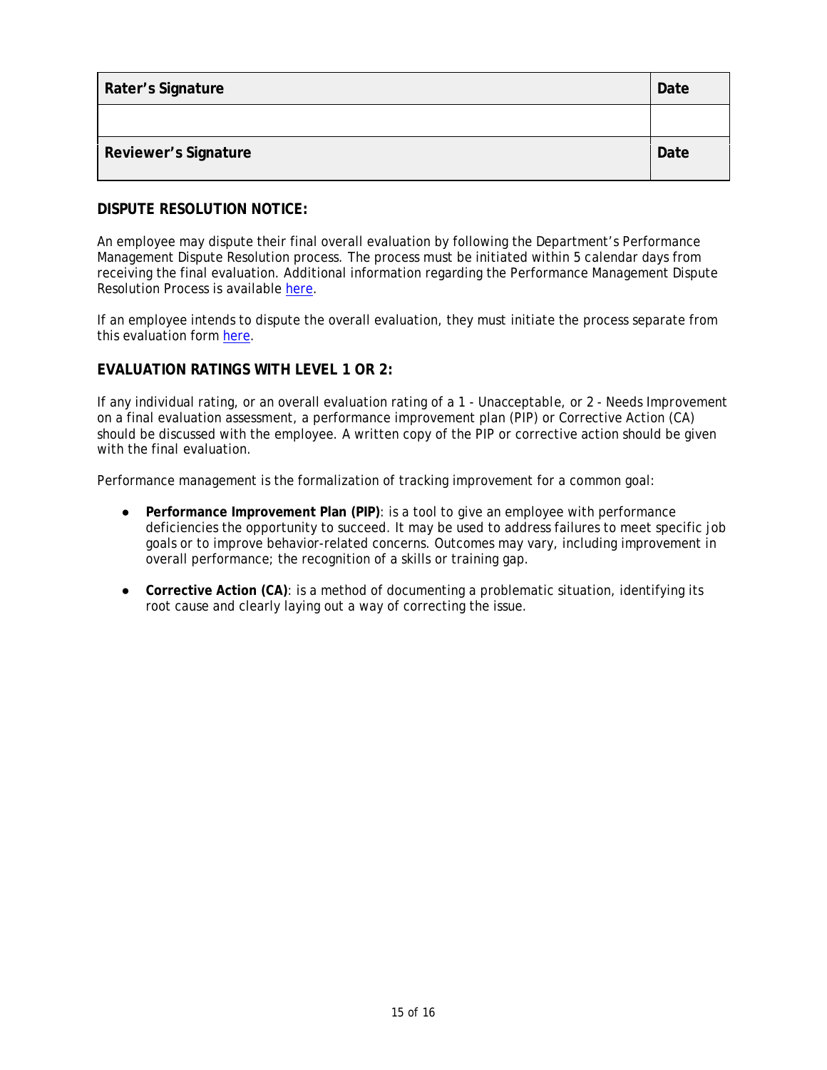| Rater's Signature | Date |
|---|---|
| | |
| **Reviewer's Signature** | **Date** |

### DISPUTE RESOLUTION NOTICE:

An employee may dispute their final overall evaluation by following the Department's Performance Management Dispute Resolution process. The process must be initiated within 5 calendar days from receiving the final evaluation. Additional information regarding the Performance Management Dispute Resolution Process is available [here](#).

If an employee intends to dispute the overall evaluation, they must initiate the process separate from this evaluation form [here](#).

### EVALUATION RATINGS WITH LEVEL 1 OR 2:

If any individual rating, or an overall evaluation rating of a 1 - Unacceptable, or 2 - Needs Improvement on a final evaluation assessment, a performance improvement plan (PIP) or Corrective Action (CA) should be discussed with the employee. A written copy of the PIP or corrective action should be given with the final evaluation.

Performance management is the formalization of tracking improvement for a common goal:

- **Performance Improvement Plan (PIP)**: is a tool to give an employee with performance deficiencies the opportunity to succeed. It may be used to address failures to meet specific job goals or to improve behavior-related concerns. Outcomes may vary, including improvement in overall performance; the recognition of a skills or training gap.

- **Corrective Action (CA)**: is a method of documenting a problematic situation, identifying its root cause and clearly laying out a way of correcting the issue.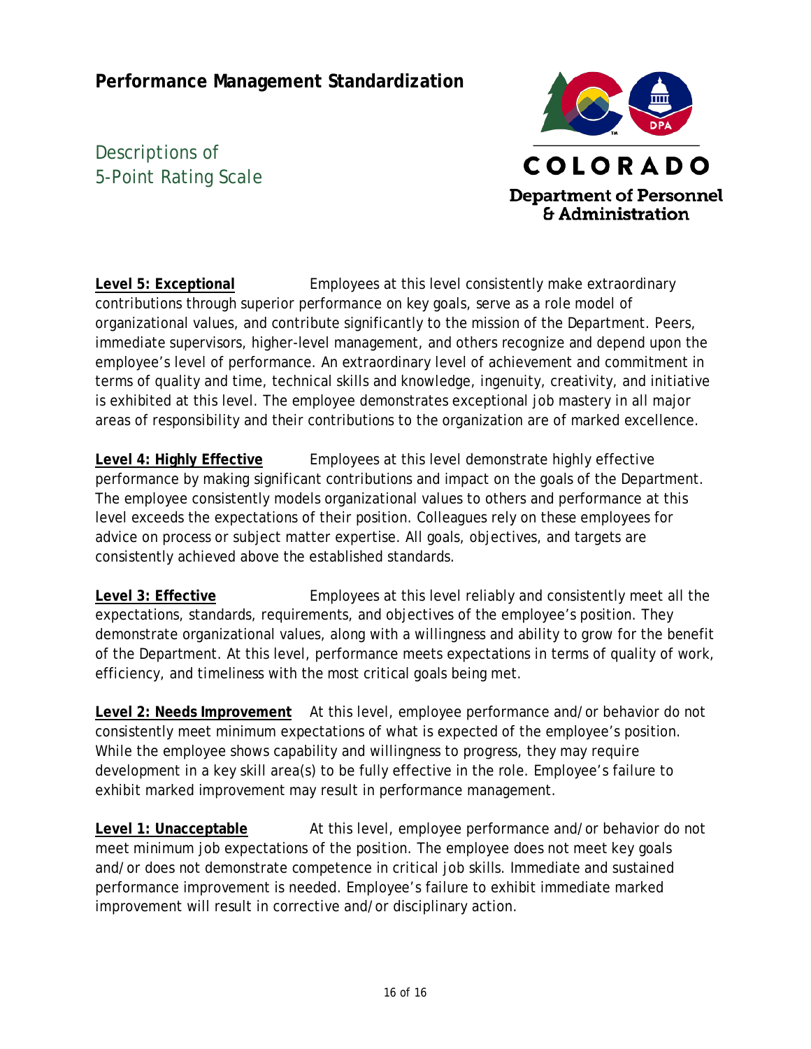## Performance Management Standardization

### Descriptions of 5-Point Rating Scale

COLORADO
Department of Personnel & Administration

**Level 5: Exceptional** Employees at this level consistently make extraordinary contributions through superior performance on key goals, serve as a role model of organizational values, and contribute significantly to the mission of the Department. Peers, immediate supervisors, higher-level management, and others recognize and depend upon the employee's level of performance. An extraordinary level of achievement and commitment in terms of quality and time, technical skills and knowledge, ingenuity, creativity, and initiative is exhibited at this level. The employee demonstrates exceptional job mastery in all major areas of responsibility and their contributions to the organization are of marked excellence.

**Level 4: Highly Effective** Employees at this level demonstrate highly effective performance by making significant contributions and impact on the goals of the Department. The employee consistently models organizational values to others and performance at this level exceeds the expectations of their position. Colleagues rely on these employees for advice on process or subject matter expertise. All goals, objectives, and targets are consistently achieved above the established standards.

**Level 3: Effective** Employees at this level reliably and consistently meet all the expectations, standards, requirements, and objectives of the employee's position. They demonstrate organizational values, along with a willingness and ability to grow for the benefit of the Department. At this level, performance meets expectations in terms of quality of work, efficiency, and timeliness with the most critical goals being met.

**Level 2: Needs Improvement** At this level, employee performance and/or behavior do not consistently meet minimum expectations of what is expected of the employee's position. While the employee shows capability and willingness to progress, they may require development in a key skill area(s) to be fully effective in the role. Employee's failure to exhibit marked improvement may result in performance management.

**Level 1: Unacceptable** At this level, employee performance and/or behavior do not meet minimum job expectations of the position. The employee does not meet key goals and/or does not demonstrate competence in critical job skills. Immediate and sustained performance improvement is needed. Employee's failure to exhibit immediate marked improvement will result in corrective and/or disciplinary action.